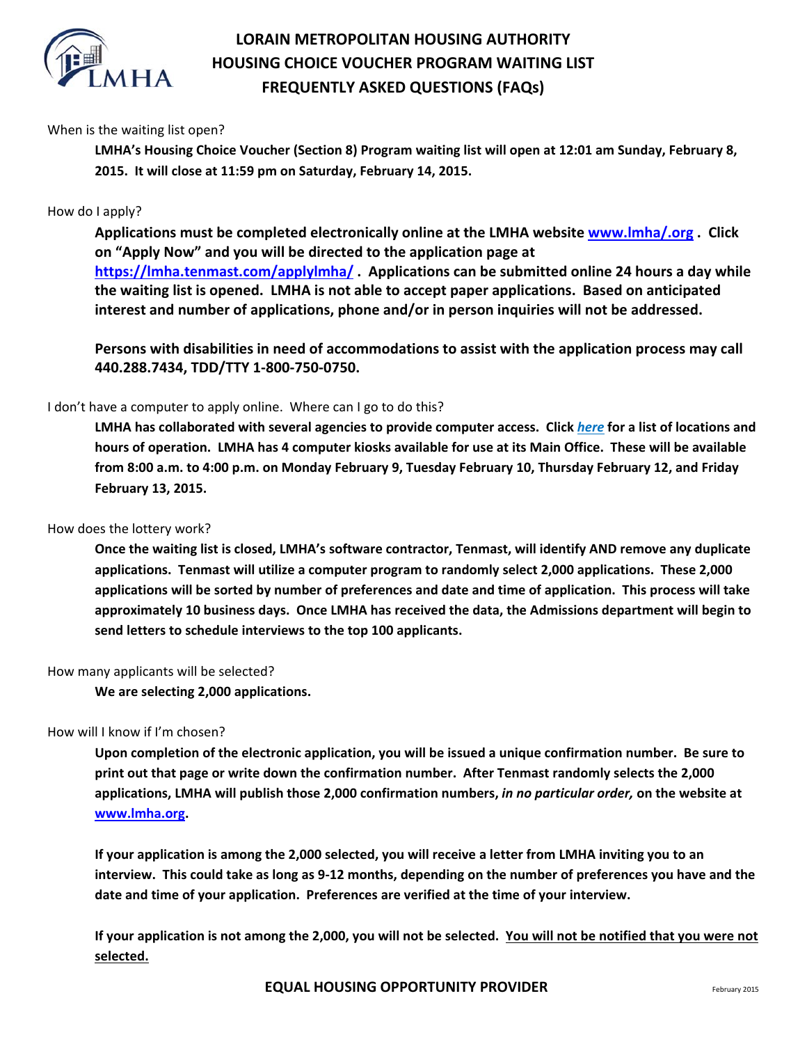# LORAIN METROPOLITAN HOUSING AUTHORITY
## HOUSING CHOICE VOUCHER PROGRAM WAITING LIST
## FREQUENTLY ASKED QUESTIONS (FAQs)

When is the waiting list open?

**LMHA's Housing Choice Voucher (Section 8) Program waiting list will open at 12:01 am Sunday, February 8, 2015. It will close at 11:59 pm on Saturday, February 14, 2015.**

How do I apply?

**Applications must be completed electronically online at the LMHA website www.lmha/.org . Click on "Apply Now" and you will be directed to the application page at https://lmha.tenmast.com/applylmha/ . Applications can be submitted online 24 hours a day while the waiting list is opened. LMHA is not able to accept paper applications. Based on anticipated interest and number of applications, phone and/or in person inquiries will not be addressed.**

**Persons with disabilities in need of accommodations to assist with the application process may call 440.288.7434, TDD/TTY 1-800-750-0750.**

I don't have a computer to apply online. Where can I go to do this?

**LMHA has collaborated with several agencies to provide computer access. Click *here* for a list of locations and hours of operation. LMHA has 4 computer kiosks available for use at its Main Office. These will be available from 8:00 a.m. to 4:00 p.m. on Monday February 9, Tuesday February 10, Thursday February 12, and Friday February 13, 2015.**

How does the lottery work?

**Once the waiting list is closed, LMHA's software contractor, Tenmast, will identify AND remove any duplicate applications. Tenmast will utilize a computer program to randomly select 2,000 applications. These 2,000 applications will be sorted by number of preferences and date and time of application. This process will take approximately 10 business days. Once LMHA has received the data, the Admissions department will begin to send letters to schedule interviews to the top 100 applicants.**

How many applicants will be selected?

**We are selecting 2,000 applications.**

How will I know if I'm chosen?

**Upon completion of the electronic application, you will be issued a unique confirmation number. Be sure to print out that page or write down the confirmation number. After Tenmast randomly selects the 2,000 applications, LMHA will publish those 2,000 confirmation numbers, *in no particular order,* on the website at www.lmha.org.**

**If your application is among the 2,000 selected, you will receive a letter from LMHA inviting you to an interview. This could take as long as 9-12 months, depending on the number of preferences you have and the date and time of your application. Preferences are verified at the time of your interview.**

**If your application is not among the 2,000, you will not be selected. <u>You will not be notified that you were not selected.</u>**

**EQUAL HOUSING OPPORTUNITY PROVIDER**

February 2015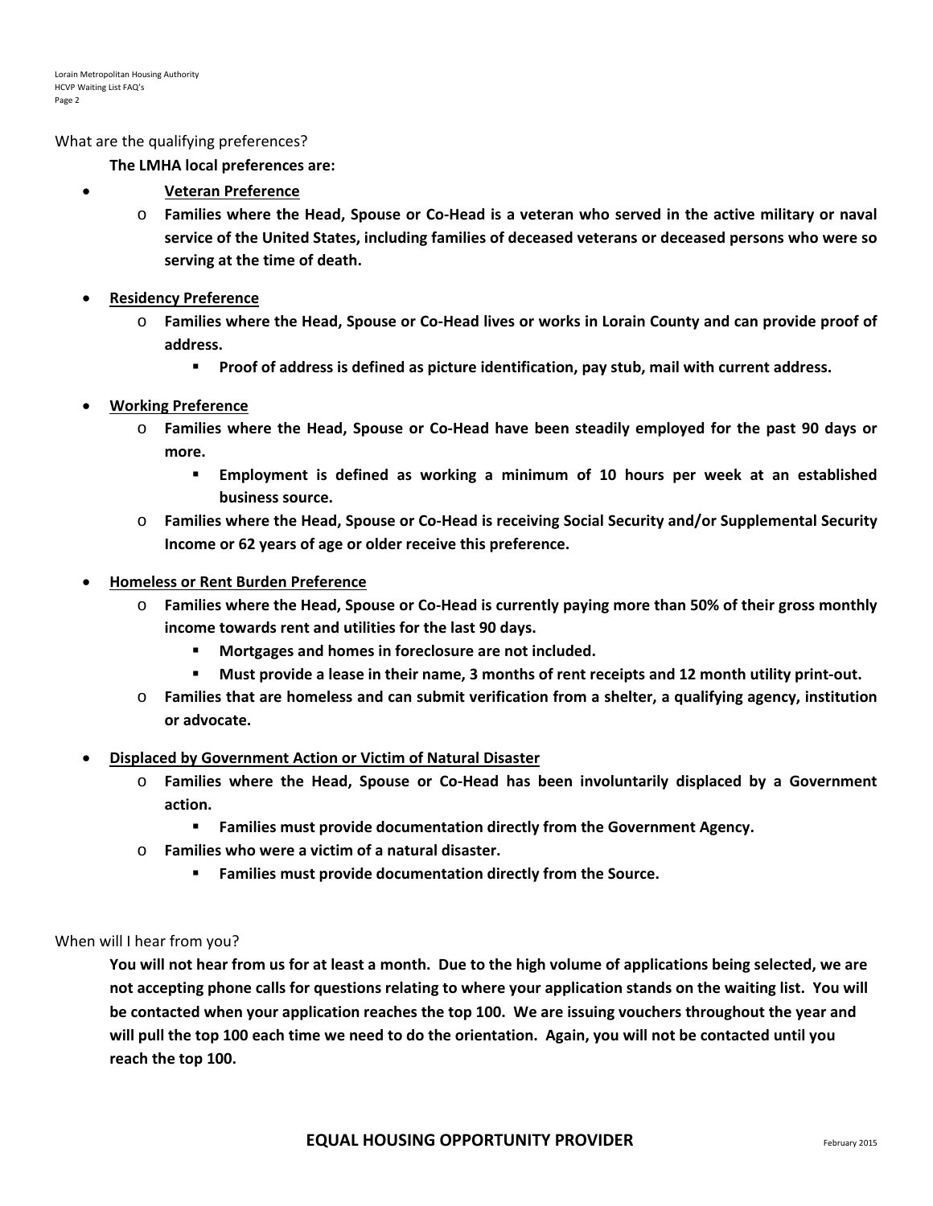What are the qualifying preferences?

**The LMHA local preferences are:**

- **<u>Veteran Preference</u>**
  - **Families where the Head, Spouse or Co-Head is a veteran who served in the active military or naval service of the United States, including families of deceased veterans or deceased persons who were so serving at the time of death.**

- **<u>Residency Preference</u>**
  - **Families where the Head, Spouse or Co-Head lives or works in Lorain County and can provide proof of address.**
    - **Proof of address is defined as picture identification, pay stub, mail with current address.**

- **<u>Working Preference</u>**
  - **Families where the Head, Spouse or Co-Head have been steadily employed for the past 90 days or more.**
    - **Employment is defined as working a minimum of 10 hours per week at an established business source.**
  - **Families where the Head, Spouse or Co-Head is receiving Social Security and/or Supplemental Security Income or 62 years of age or older receive this preference.**

- **<u>Homeless or Rent Burden Preference</u>**
  - **Families where the Head, Spouse or Co-Head is currently paying more than 50% of their gross monthly income towards rent and utilities for the last 90 days.**
    - **Mortgages and homes in foreclosure are not included.**
    - **Must provide a lease in their name, 3 months of rent receipts and 12 month utility print-out.**
  - **Families that are homeless and can submit verification from a shelter, a qualifying agency, institution or advocate.**

- **<u>Displaced by Government Action or Victim of Natural Disaster</u>**
  - **Families where the Head, Spouse or Co-Head has been involuntarily displaced by a Government action.**
    - **Families must provide documentation directly from the Government Agency.**
  - **Families who were a victim of a natural disaster.**
    - **Families must provide documentation directly from the Source.**

When will I hear from you?

**You will not hear from us for at least a month. Due to the high volume of applications being selected, we are not accepting phone calls for questions relating to where your application stands on the waiting list. You will be contacted when your application reaches the top 100. We are issuing vouchers throughout the year and will pull the top 100 each time we need to do the orientation. Again, you will not be contacted until you reach the top 100.**

**EQUAL HOUSING OPPORTUNITY PROVIDER**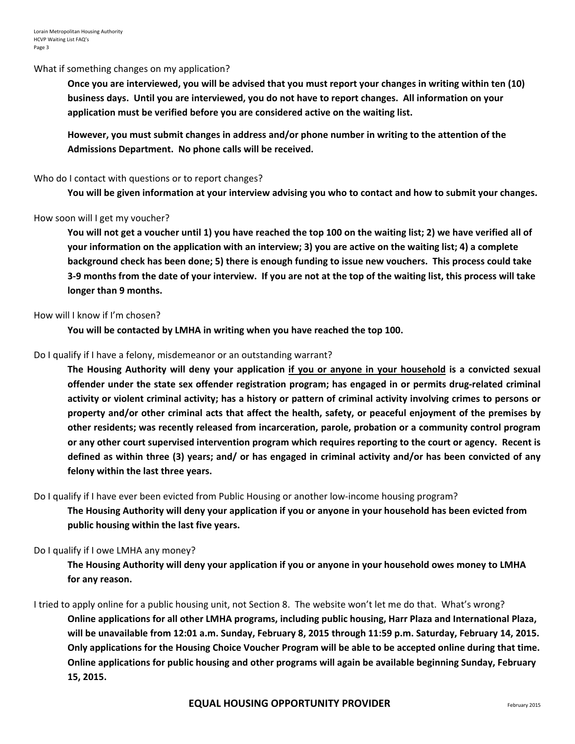What if something changes on my application?

**Once you are interviewed, you will be advised that you must report your changes in writing within ten (10) business days. Until you are interviewed, you do not have to report changes. All information on your application must be verified before you are considered active on the waiting list.**

**However, you must submit changes in address and/or phone number in writing to the attention of the Admissions Department. No phone calls will be received.**

Who do I contact with questions or to report changes?

**You will be given information at your interview advising you who to contact and how to submit your changes.**

How soon will I get my voucher?

**You will not get a voucher until 1) you have reached the top 100 on the waiting list; 2) we have verified all of your information on the application with an interview; 3) you are active on the waiting list; 4) a complete background check has been done; 5) there is enough funding to issue new vouchers. This process could take 3-9 months from the date of your interview. If you are not at the top of the waiting list, this process will take longer than 9 months.**

How will I know if I'm chosen?

**You will be contacted by LMHA in writing when you have reached the top 100.**

Do I qualify if I have a felony, misdemeanor or an outstanding warrant?

**The Housing Authority will deny your application <u>if you or anyone in your household</u> is a convicted sexual offender under the state sex offender registration program; has engaged in or permits drug-related criminal activity or violent criminal activity; has a history or pattern of criminal activity involving crimes to persons or property and/or other criminal acts that affect the health, safety, or peaceful enjoyment of the premises by other residents; was recently released from incarceration, parole, probation or a community control program or any other court supervised intervention program which requires reporting to the court or agency. Recent is defined as within three (3) years; and/ or has engaged in criminal activity and/or has been convicted of any felony within the last three years.**

Do I qualify if I have ever been evicted from Public Housing or another low-income housing program?

**The Housing Authority will deny your application if you or anyone in your household has been evicted from public housing within the last five years.**

Do I qualify if I owe LMHA any money?

**The Housing Authority will deny your application if you or anyone in your household owes money to LMHA for any reason.**

I tried to apply online for a public housing unit, not Section 8. The website won't let me do that. What's wrong?

**Online applications for all other LMHA programs, including public housing, Harr Plaza and International Plaza, will be unavailable from 12:01 a.m. Sunday, February 8, 2015 through 11:59 p.m. Saturday, February 14, 2015. Only applications for the Housing Choice Voucher Program will be able to be accepted online during that time. Online applications for public housing and other programs will again be available beginning Sunday, February 15, 2015.**

**EQUAL HOUSING OPPORTUNITY PROVIDER**